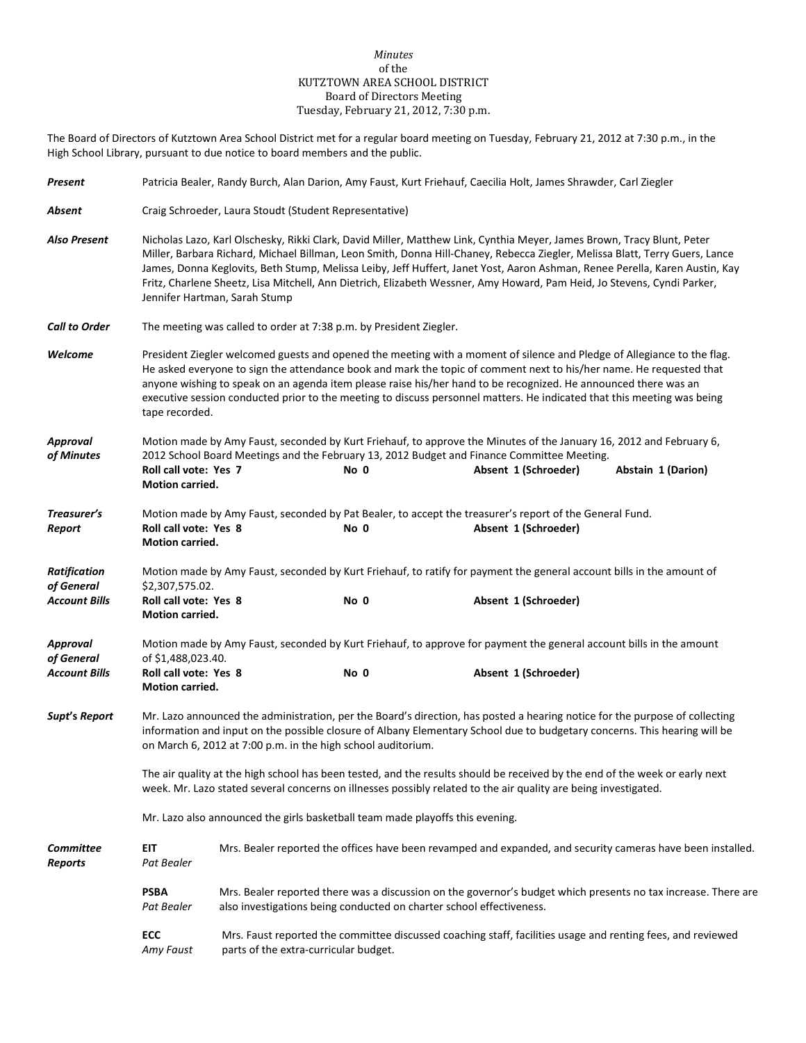*Minutes*
of the
KUTZTOWN AREA SCHOOL DISTRICT
Board of Directors Meeting
Tuesday, February 21, 2012, 7:30 p.m.

The Board of Directors of Kutztown Area School District met for a regular board meeting on Tuesday, February 21, 2012 at 7:30 p.m., in the High School Library, pursuant to due notice to board members and the public.

***Present*** Patricia Bealer, Randy Burch, Alan Darion, Amy Faust, Kurt Friehauf, Caecilia Holt, James Shrawder, Carl Ziegler

***Absent*** Craig Schroeder, Laura Stoudt (Student Representative)

***Also Present*** Nicholas Lazo, Karl Olschesky, Rikki Clark, David Miller, Matthew Link, Cynthia Meyer, James Brown, Tracy Blunt, Peter Miller, Barbara Richard, Michael Billman, Leon Smith, Donna Hill-Chaney, Rebecca Ziegler, Melissa Blatt, Terry Guers, Lance James, Donna Keglovits, Beth Stump, Melissa Leiby, Jeff Huffert, Janet Yost, Aaron Ashman, Renee Perella, Karen Austin, Kay Fritz, Charlene Sheetz, Lisa Mitchell, Ann Dietrich, Elizabeth Wessner, Amy Howard, Pam Heid, Jo Stevens, Cyndi Parker, Jennifer Hartman, Sarah Stump

***Call to Order*** The meeting was called to order at 7:38 p.m. by President Ziegler.

***Welcome*** President Ziegler welcomed guests and opened the meeting with a moment of silence and Pledge of Allegiance to the flag. He asked everyone to sign the attendance book and mark the topic of comment next to his/her name. He requested that anyone wishing to speak on an agenda item please raise his/her hand to be recognized. He announced there was an executive session conducted prior to the meeting to discuss personnel matters. He indicated that this meeting was being tape recorded.

***Approval of Minutes*** Motion made by Amy Faust, seconded by Kurt Friehauf, to approve the Minutes of the January 16, 2012 and February 6, 2012 School Board Meetings and the February 13, 2012 Budget and Finance Committee Meeting.
**Roll call vote: Yes 7** **No 0** **Absent 1 (Schroeder)** **Abstain 1 (Darion)**
**Motion carried.**

***Treasurer's Report*** Motion made by Amy Faust, seconded by Pat Bealer, to accept the treasurer's report of the General Fund.
**Roll call vote: Yes 8** **No 0** **Absent 1 (Schroeder)**
**Motion carried.**

***Ratification of General Account Bills*** Motion made by Amy Faust, seconded by Kurt Friehauf, to ratify for payment the general account bills in the amount of $2,307,575.02.
**Roll call vote: Yes 8** **No 0** **Absent 1 (Schroeder)**
**Motion carried.**

***Approval of General Account Bills*** Motion made by Amy Faust, seconded by Kurt Friehauf, to approve for payment the general account bills in the amount of $1,488,023.40.
**Roll call vote: Yes 8** **No 0** **Absent 1 (Schroeder)**
**Motion carried.**

***Supt's Report*** Mr. Lazo announced the administration, per the Board's direction, has posted a hearing notice for the purpose of collecting information and input on the possible closure of Albany Elementary School due to budgetary concerns. This hearing will be on March 6, 2012 at 7:00 p.m. in the high school auditorium.

The air quality at the high school has been tested, and the results should be received by the end of the week or early next week. Mr. Lazo stated several concerns on illnesses possibly related to the air quality are being investigated.

Mr. Lazo also announced the girls basketball team made playoffs this evening.

***Committee Reports***

**EIT** *Pat Bealer* Mrs. Bealer reported the offices have been revamped and expanded, and security cameras have been installed.

**PSBA** *Pat Bealer* Mrs. Bealer reported there was a discussion on the governor's budget which presents no tax increase. There are also investigations being conducted on charter school effectiveness.

**ECC** *Amy Faust* Mrs. Faust reported the committee discussed coaching staff, facilities usage and renting fees, and reviewed parts of the extra-curricular budget.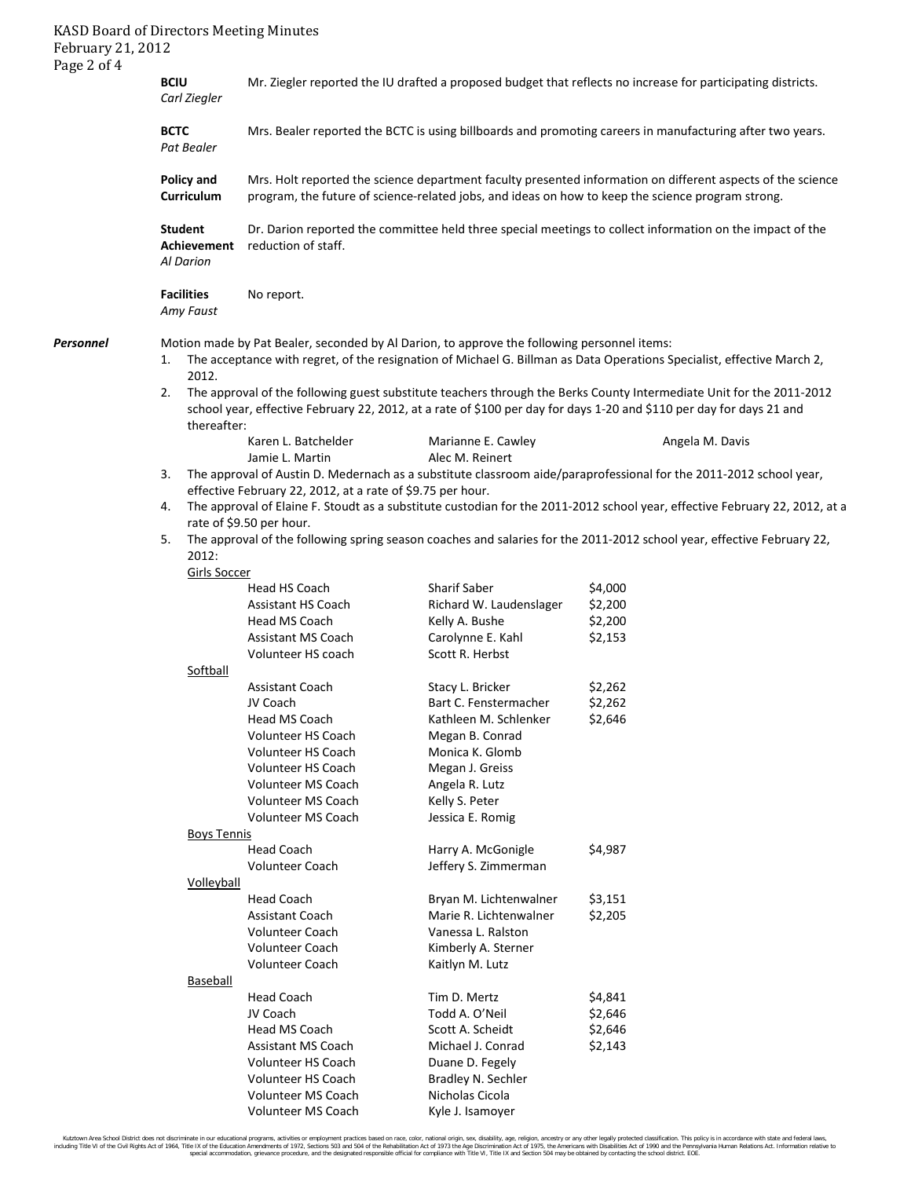**BCIU**
*Carl Ziegler*

Mr. Ziegler reported the IU drafted a proposed budget that reflects no increase for participating districts.

**BCTC**
*Pat Bealer*

Mrs. Bealer reported the BCTC is using billboards and promoting careers in manufacturing after two years.

**Policy and Curriculum**

Mrs. Holt reported the science department faculty presented information on different aspects of the science program, the future of science-related jobs, and ideas on how to keep the science program strong.

**Student Achievement**
*Al Darion*

Dr. Darion reported the committee held three special meetings to collect information on the impact of the reduction of staff.

**Facilities**
*Amy Faust*

No report.

***Personnel***

Motion made by Pat Bealer, seconded by Al Darion, to approve the following personnel items:

1. The acceptance with regret, of the resignation of Michael G. Billman as Data Operations Specialist, effective March 2, 2012.
2. The approval of the following guest substitute teachers through the Berks County Intermediate Unit for the 2011-2012 school year, effective February 22, 2012, at a rate of $100 per day for days 1-20 and $110 per day for days 21 and thereafter:

   | | | |
   |---|---|---|
   | Karen L. Batchelder | Marianne E. Cawley | Angela M. Davis |
   | Jamie L. Martin | Alec M. Reinert | |

3. The approval of Austin D. Medernach as a substitute classroom aide/paraprofessional for the 2011-2012 school year, effective February 22, 2012, at a rate of $9.75 per hour.
4. The approval of Elaine F. Stoudt as a substitute custodian for the 2011-2012 school year, effective February 22, 2012, at a rate of $9.50 per hour.
5. The approval of the following spring season coaches and salaries for the 2011-2012 school year, effective February 22, 2012:

<u>Girls Soccer</u>

| | | |
|---|---|---|
| Head HS Coach | Sharif Saber | $4,000 |
| Assistant HS Coach | Richard W. Laudenslager | $2,200 |
| Head MS Coach | Kelly A. Bushe | $2,200 |
| Assistant MS Coach | Carolynne E. Kahl | $2,153 |
| Volunteer HS coach | Scott R. Herbst | |

<u>Softball</u>

| | | |
|---|---|---|
| Assistant Coach | Stacy L. Bricker | $2,262 |
| JV Coach | Bart C. Fenstermacher | $2,262 |
| Head MS Coach | Kathleen M. Schlenker | $2,646 |
| Volunteer HS Coach | Megan B. Conrad | |
| Volunteer HS Coach | Monica K. Glomb | |
| Volunteer HS Coach | Megan J. Greiss | |
| Volunteer MS Coach | Angela R. Lutz | |
| Volunteer MS Coach | Kelly S. Peter | |
| Volunteer MS Coach | Jessica E. Romig | |

<u>Boys Tennis</u>

| | | |
|---|---|---|
| Head Coach | Harry A. McGonigle | $4,987 |
| Volunteer Coach | Jeffery S. Zimmerman | |

<u>Volleyball</u>

| | | |
|---|---|---|
| Head Coach | Bryan M. Lichtenwalner | $3,151 |
| Assistant Coach | Marie R. Lichtenwalner | $2,205 |
| Volunteer Coach | Vanessa L. Ralston | |
| Volunteer Coach | Kimberly A. Sterner | |
| Volunteer Coach | Kaitlyn M. Lutz | |

<u>Baseball</u>

| | | |
|---|---|---|
| Head Coach | Tim D. Mertz | $4,841 |
| JV Coach | Todd A. O'Neil | $2,646 |
| Head MS Coach | Scott A. Scheidt | $2,646 |
| Assistant MS Coach | Michael J. Conrad | $2,143 |
| Volunteer HS Coach | Duane D. Fegely | |
| Volunteer HS Coach | Bradley N. Sechler | |
| Volunteer MS Coach | Nicholas Cicola | |
| Volunteer MS Coach | Kyle J. Isamoyer | |

Kutztown Area School District does not discriminate in our educational programs, activities or employment practices based on race, color, national origin, sex, disability, age, religion, ancestry or any other legally protected classification. This policy is in accordance with state and federal laws, including Title VI of the Civil Rights Act of 1964, Title IX of the Education Amendments of 1972, Sections 503 and 504 of the Rehabilitation Act of 1973 the Age Discrimination Act of 1975, the Americans with Disabilities Act of 1990 and the Pennsylvania Human Relations Act. Information relative to special accommodation, grievance procedure, and the designated responsible official for compliance with Title VI, Title IX and Section 504 may be obtained by contacting the school district. EOE.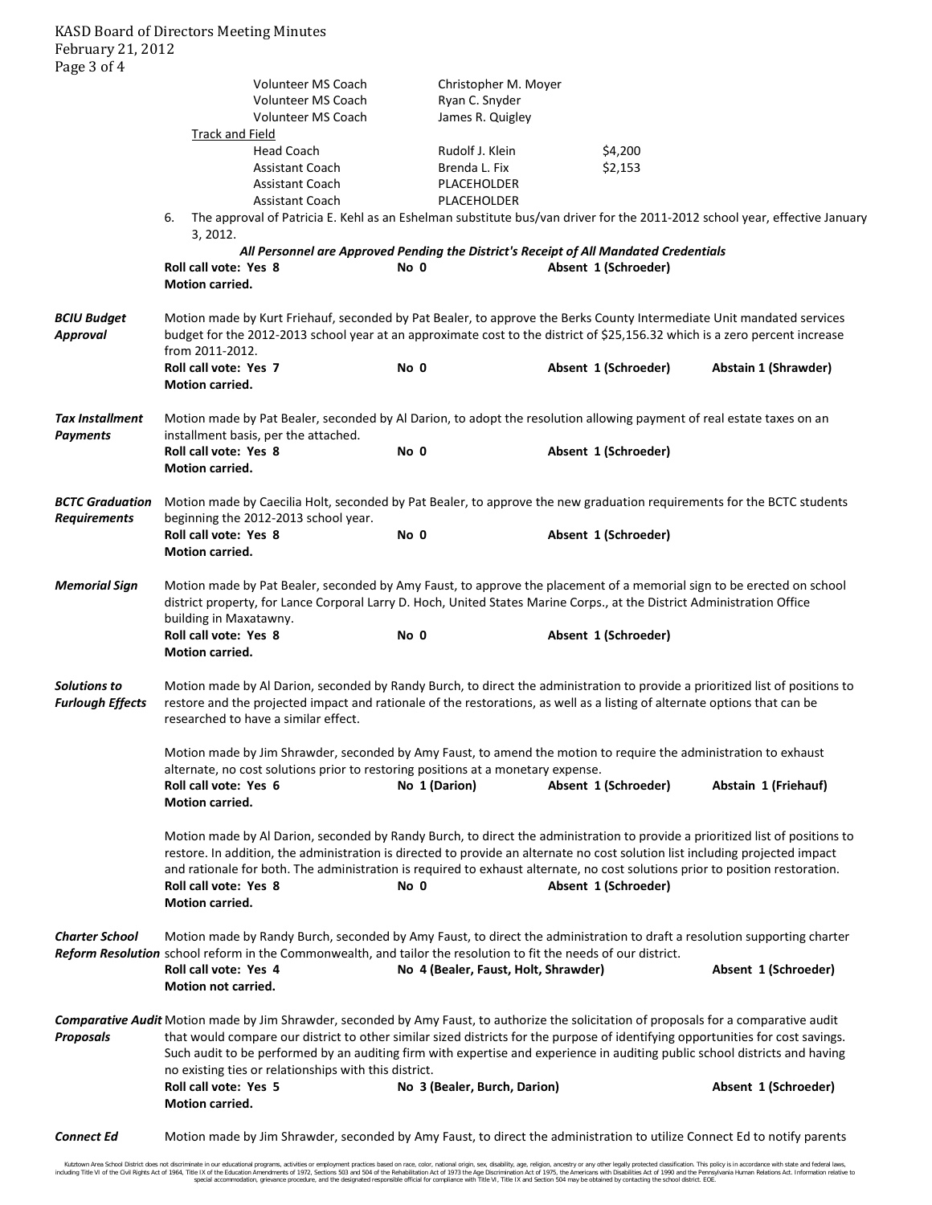| | | |
|---|---|---|
| Volunteer MS Coach | Christopher M. Moyer | |
| Volunteer MS Coach | Ryan C. Snyder | |
| Volunteer MS Coach | James R. Quigley | |
| Track and Field | | |
| Head Coach | Rudolf J. Klein | $4,200 |
| Assistant Coach | Brenda L. Fix | $2,153 |
| Assistant Coach | PLACEHOLDER | |
| Assistant Coach | PLACEHOLDER | |

6. The approval of Patricia E. Kehl as an Eshelman substitute bus/van driver for the 2011-2012 school year, effective January 3, 2012.

***All Personnel are Approved Pending the District's Receipt of All Mandated Credentials***

**Roll call vote: Yes 8** **No 0** **Absent 1 (Schroeder)**
**Motion carried.**

***BCIU Budget Approval***

Motion made by Kurt Friehauf, seconded by Pat Bealer, to approve the Berks County Intermediate Unit mandated services budget for the 2012-2013 school year at an approximate cost to the district of $25,156.32 which is a zero percent increase from 2011-2012.

**Roll call vote: Yes 7** **No 0** **Absent 1 (Schroeder)** **Abstain 1 (Shrawder)**
**Motion carried.**

***Tax Installment Payments***

Motion made by Pat Bealer, seconded by Al Darion, to adopt the resolution allowing payment of real estate taxes on an installment basis, per the attached.

**Roll call vote: Yes 8** **No 0** **Absent 1 (Schroeder)**
**Motion carried.**

***BCTC Graduation Requirements***

Motion made by Caecilia Holt, seconded by Pat Bealer, to approve the new graduation requirements for the BCTC students beginning the 2012-2013 school year.

**Roll call vote: Yes 8** **No 0** **Absent 1 (Schroeder)**
**Motion carried.**

***Memorial Sign***

Motion made by Pat Bealer, seconded by Amy Faust, to approve the placement of a memorial sign to be erected on school district property, for Lance Corporal Larry D. Hoch, United States Marine Corps., at the District Administration Office building in Maxatawny.

**Roll call vote: Yes 8** **No 0** **Absent 1 (Schroeder)**
**Motion carried.**

***Solutions to Furlough Effects***

Motion made by Al Darion, seconded by Randy Burch, to direct the administration to provide a prioritized list of positions to restore and the projected impact and rationale of the restorations, as well as a listing of alternate options that can be researched to have a similar effect.

Motion made by Jim Shrawder, seconded by Amy Faust, to amend the motion to require the administration to exhaust alternate, no cost solutions prior to restoring positions at a monetary expense.

**Roll call vote: Yes 6** **No 1 (Darion)** **Absent 1 (Schroeder)** **Abstain 1 (Friehauf)**
**Motion carried.**

Motion made by Al Darion, seconded by Randy Burch, to direct the administration to provide a prioritized list of positions to restore. In addition, the administration is directed to provide an alternate no cost solution list including projected impact and rationale for both. The administration is required to exhaust alternate, no cost solutions prior to position restoration.

**Roll call vote: Yes 8** **No 0** **Absent 1 (Schroeder)**
**Motion carried.**

***Charter School Reform Resolution***

Motion made by Randy Burch, seconded by Amy Faust, to direct the administration to draft a resolution supporting charter school reform in the Commonwealth, and tailor the resolution to fit the needs of our district.

**Roll call vote: Yes 4** **No 4 (Bealer, Faust, Holt, Shrawder)** **Absent 1 (Schroeder)**
**Motion not carried.**

***Comparative Audit Proposals***

Motion made by Jim Shrawder, seconded by Amy Faust, to authorize the solicitation of proposals for a comparative audit that would compare our district to other similar sized districts for the purpose of identifying opportunities for cost savings. Such audit to be performed by an auditing firm with expertise and experience in auditing public school districts and having no existing ties or relationships with this district.

**Roll call vote: Yes 5** **No 3 (Bealer, Burch, Darion)** **Absent 1 (Schroeder)**
**Motion carried.**

***Connect Ed***

Motion made by Jim Shrawder, seconded by Amy Faust, to direct the administration to utilize Connect Ed to notify parents

Kutztown Area School District does not discriminate in our educational programs, activities or employment practices based on race, color, national origin, sex, disability, age, religion, ancestry or any other legally protected classification. This policy is in accordance with state and federal laws, including Title VI of the Civil Rights Act of 1964, Title IX of the Education Amendments of 1972, Sections 503 and 504 of the Rehabilitation Act of 1973 the Age Discrimination Act of 1975, the Americans with Disabilities Act of 1990 and the Pennsylvania Human Relations Act. Information relative to special accommodation, grievance procedure, and the designated responsible official for compliance with Title VI, Title IX and Section 504 may be obtained by contacting the school district. EOE.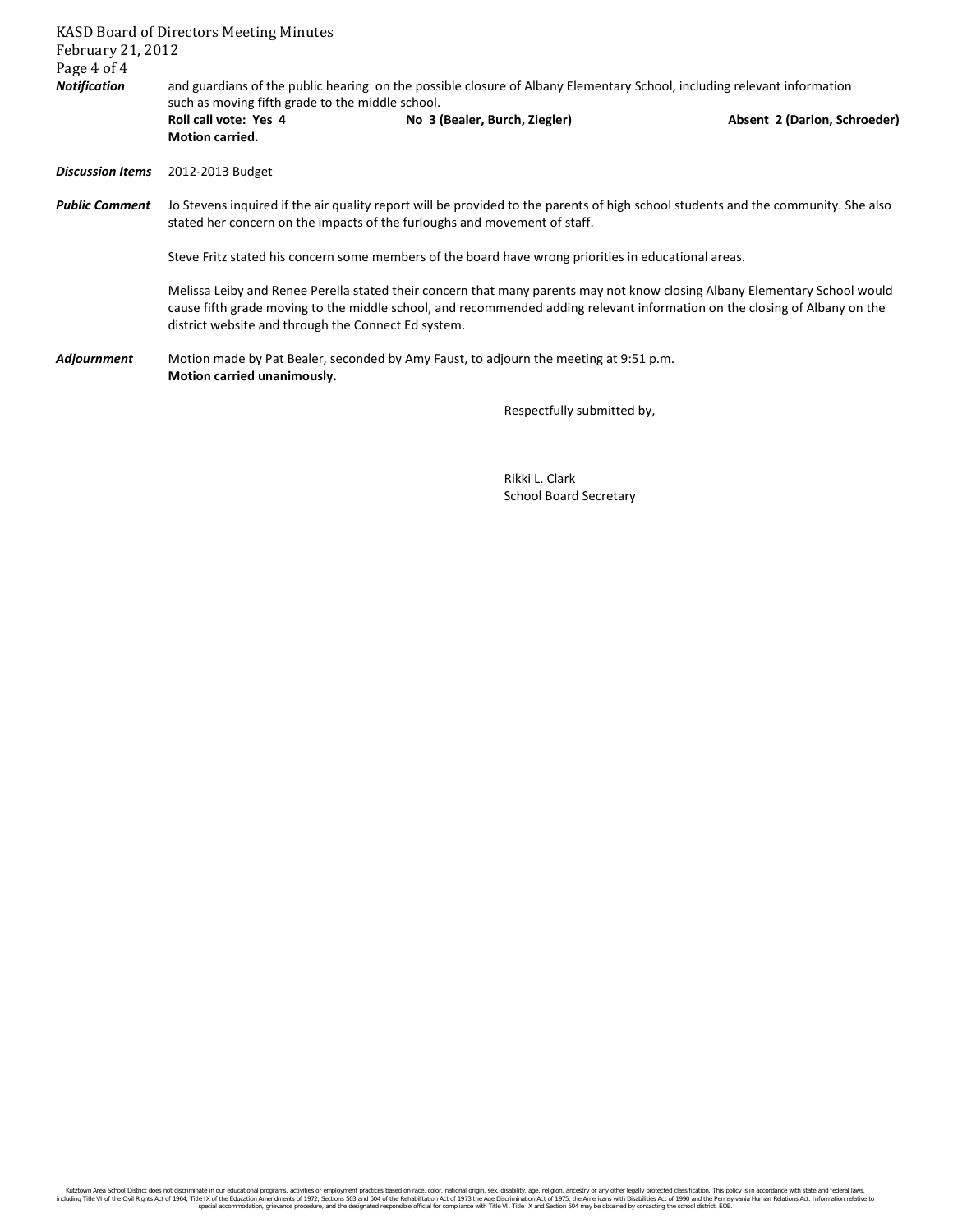***Notification*** and guardians of the public hearing on the possible closure of Albany Elementary School, including relevant information such as moving fifth grade to the middle school.

**Roll call vote: Yes 4** **No 3 (Bealer, Burch, Ziegler)** **Absent 2 (Darion, Schroeder)**
**Motion carried.**

***Discussion Items*** 2012-2013 Budget

***Public Comment*** Jo Stevens inquired if the air quality report will be provided to the parents of high school students and the community. She also stated her concern on the impacts of the furloughs and movement of staff.

Steve Fritz stated his concern some members of the board have wrong priorities in educational areas.

Melissa Leiby and Renee Perella stated their concern that many parents may not know closing Albany Elementary School would cause fifth grade moving to the middle school, and recommended adding relevant information on the closing of Albany on the district website and through the Connect Ed system.

***Adjournment*** Motion made by Pat Bealer, seconded by Amy Faust, to adjourn the meeting at 9:51 p.m.
**Motion carried unanimously.**

Respectfully submitted by,

Rikki L. Clark
School Board Secretary

Kutztown Area School District does not discriminate in our educational programs, activities or employment practices based on race, color, national origin, sex, disability, age, religion, ancestry or any other legally protected classification. This policy is in accordance with state and federal laws, including Title VI of the Civil Rights Act of 1964, Title IX of the Education Amendments of 1972, Sections 503 and 504 of the Rehabilitation Act of 1973 the Age Discrimination Act of 1975, the Americans with Disabilities Act of 1990 and the Pennsylvania Human Relations Act. Information relative to special accommodation, grievance procedure, and the designated responsible official for compliance with Title VI, Title IX and Section 504 may be obtained by contacting the school district. EOE.